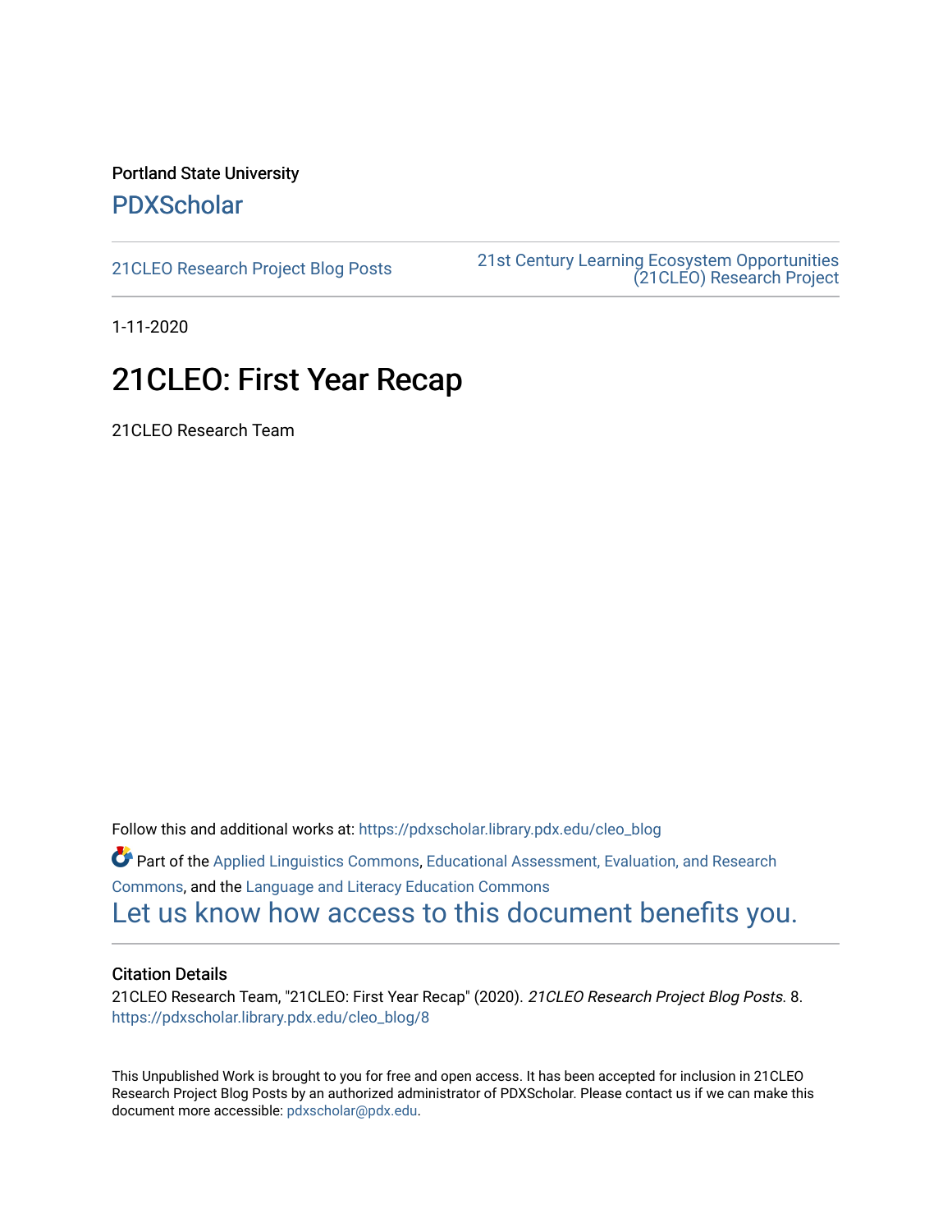Portland State University

# PDXScholar

21CLEO Research Project Blog Posts

21st Century Learning Ecosystem Opportunities (21CLEO) Research Project

1-11-2020

# 21CLEO: First Year Recap

21CLEO Research Team

Follow this and additional works at: https://pdxscholar.library.pdx.edu/cleo_blog

Part of the Applied Linguistics Commons, Educational Assessment, Evaluation, and Research Commons, and the Language and Literacy Education Commons

Let us know how access to this document benefits you.

## Citation Details

21CLEO Research Team, "21CLEO: First Year Recap" (2020). *21CLEO Research Project Blog Posts*. 8. https://pdxscholar.library.pdx.edu/cleo_blog/8

This Unpublished Work is brought to you for free and open access. It has been accepted for inclusion in 21CLEO Research Project Blog Posts by an authorized administrator of PDXScholar. Please contact us if we can make this document more accessible: pdxscholar@pdx.edu.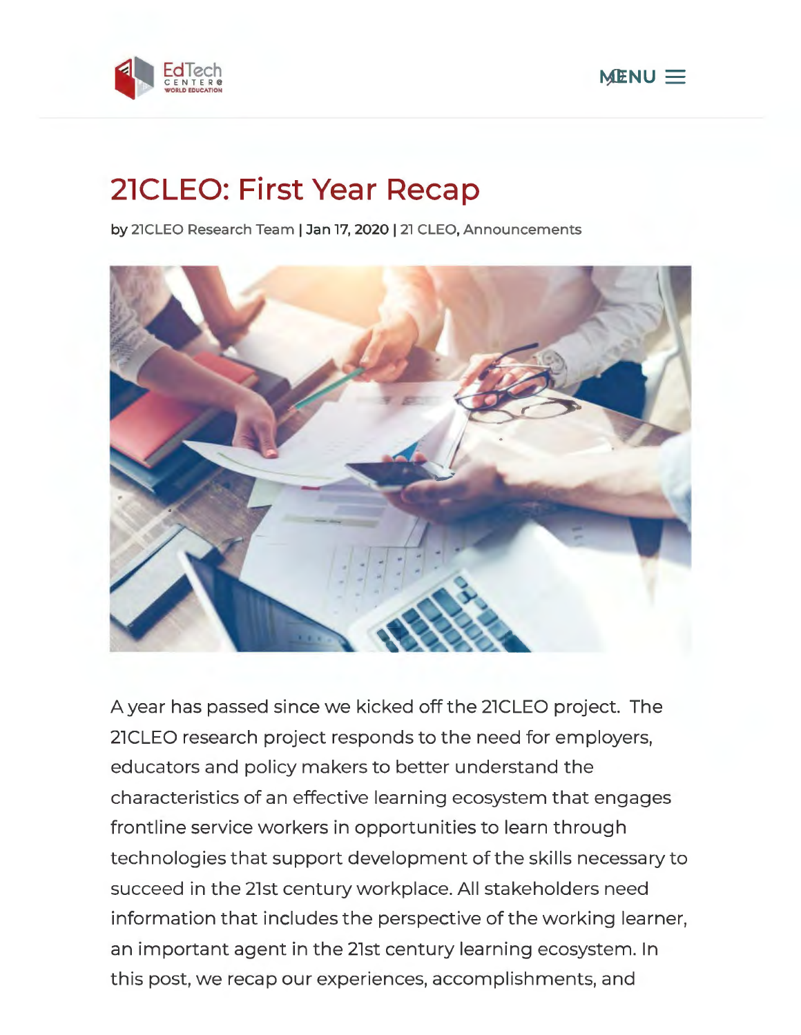# 21CLEO: First Year Recap

by 21CLEO Research Team | Jan 17, 2020 | 21 CLEO, Announcements

A year has passed since we kicked off the 21CLEO project. The 21CLEO research project responds to the need for employers, educators and policy makers to better understand the characteristics of an effective learning ecosystem that engages frontline service workers in opportunities to learn through technologies that support development of the skills necessary to succeed in the 21st century workplace. All stakeholders need information that includes the perspective of the working learner, an important agent in the 21st century learning ecosystem. In this post, we recap our experiences, accomplishments, and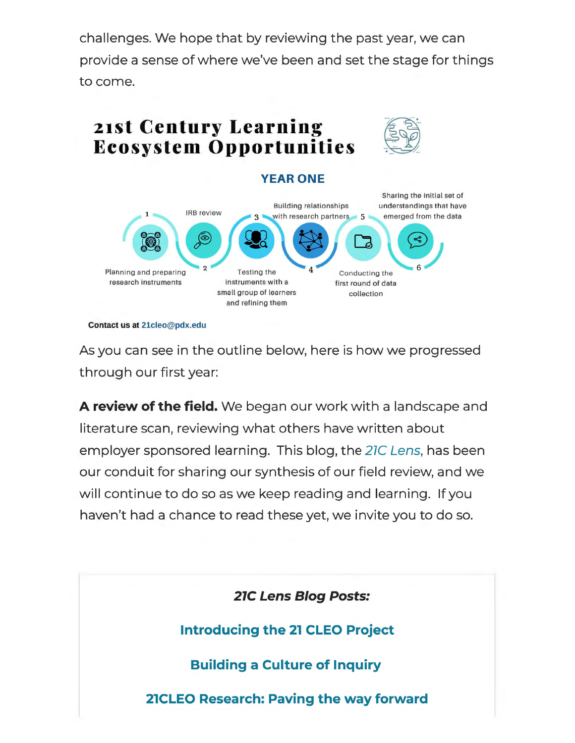challenges. We hope that by reviewing the past year, we can provide a sense of where we've been and set the stage for things to come.

## 21st Century Learning Ecosystem Opportunities

### YEAR ONE

1. Planning and preparing research instruments
2. IRB review
3. Testing the instruments with a small group of learners and refining them
4. Building relationships with research partners
5. Conducting the first round of data collection
6. Sharing the initial set of understandings that have emerged from the data

**Contact us at 21cleo@pdx.edu**

As you can see in the outline below, here is how we progressed through our first year:

**A review of the field.** We began our work with a landscape and literature scan, reviewing what others have written about employer sponsored learning. This blog, the *21C Lens*, has been our conduit for sharing our synthesis of our field review, and we will continue to do so as we keep reading and learning. If you haven't had a chance to read these yet, we invite you to do so.

***21C Lens Blog Posts:***

**Introducing the 21 CLEO Project**

**Building a Culture of Inquiry**

**21CLEO Research: Paving the way forward**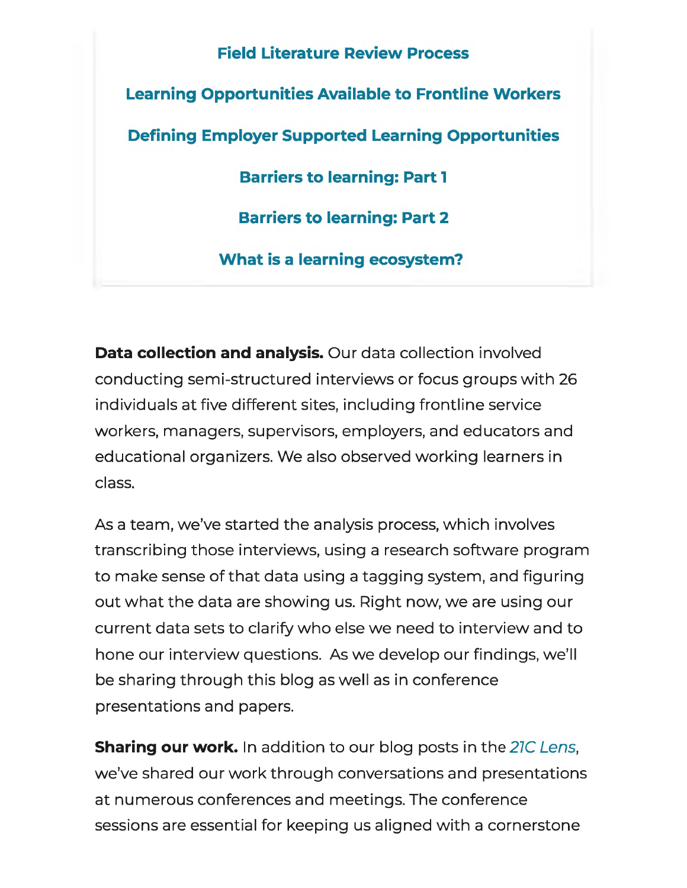**Field Literature Review Process**

**Learning Opportunities Available to Frontline Workers**

**Defining Employer Supported Learning Opportunities**

**Barriers to learning: Part 1**

**Barriers to learning: Part 2**

**What is a learning ecosystem?**

**Data collection and analysis.** Our data collection involved conducting semi-structured interviews or focus groups with 26 individuals at five different sites, including frontline service workers, managers, supervisors, employers, and educators and educational organizers. We also observed working learners in class.

As a team, we've started the analysis process, which involves transcribing those interviews, using a research software program to make sense of that data using a tagging system, and figuring out what the data are showing us. Right now, we are using our current data sets to clarify who else we need to interview and to hone our interview questions.  As we develop our findings, we'll be sharing through this blog as well as in conference presentations and papers.

**Sharing our work.** In addition to our blog posts in the *21C Lens*, we've shared our work through conversations and presentations at numerous conferences and meetings. The conference sessions are essential for keeping us aligned with a cornerstone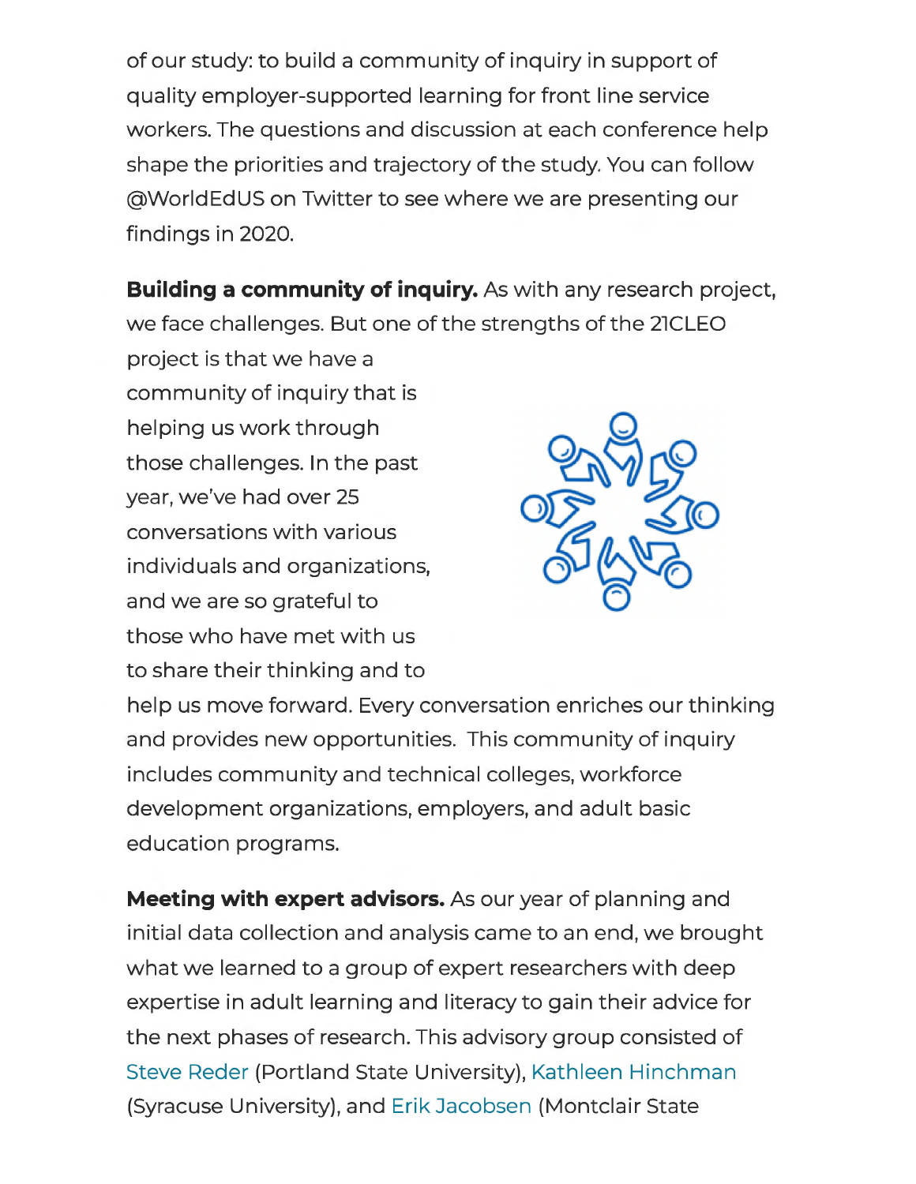of our study: to build a community of inquiry in support of quality employer-supported learning for front line service workers. The questions and discussion at each conference help shape the priorities and trajectory of the study. You can follow @WorldEdUS on Twitter to see where we are presenting our findings in 2020.

**Building a community of inquiry.** As with any research project, we face challenges. But one of the strengths of the 21CLEO project is that we have a community of inquiry that is helping us work through those challenges. In the past year, we've had over 25 conversations with various individuals and organizations, and we are so grateful to those who have met with us to share their thinking and to help us move forward. Every conversation enriches our thinking and provides new opportunities. This community of inquiry includes community and technical colleges, workforce development organizations, employers, and adult basic education programs.

**Meeting with expert advisors.** As our year of planning and initial data collection and analysis came to an end, we brought what we learned to a group of expert researchers with deep expertise in adult learning and literacy to gain their advice for the next phases of research. This advisory group consisted of Steve Reder (Portland State University), Kathleen Hinchman (Syracuse University), and Erik Jacobsen (Montclair State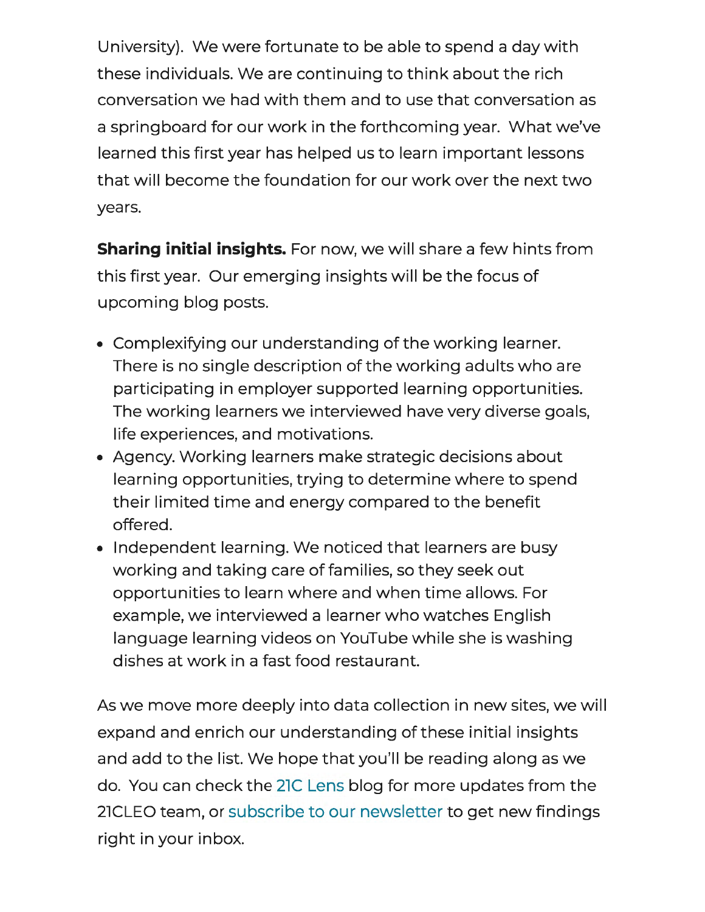University). We were fortunate to be able to spend a day with these individuals. We are continuing to think about the rich conversation we had with them and to use that conversation as a springboard for our work in the forthcoming year. What we've learned this first year has helped us to learn important lessons that will become the foundation for our work over the next two years.

**Sharing initial insights.** For now, we will share a few hints from this first year. Our emerging insights will be the focus of upcoming blog posts.

- Complexifying our understanding of the working learner. There is no single description of the working adults who are participating in employer supported learning opportunities. The working learners we interviewed have very diverse goals, life experiences, and motivations.
- Agency. Working learners make strategic decisions about learning opportunities, trying to determine where to spend their limited time and energy compared to the benefit offered.
- Independent learning. We noticed that learners are busy working and taking care of families, so they seek out opportunities to learn where and when time allows. For example, we interviewed a learner who watches English language learning videos on YouTube while she is washing dishes at work in a fast food restaurant.

As we move more deeply into data collection in new sites, we will expand and enrich our understanding of these initial insights and add to the list. We hope that you'll be reading along as we do. You can check the 21C Lens blog for more updates from the 21CLEO team, or subscribe to our newsletter to get new findings right in your inbox.